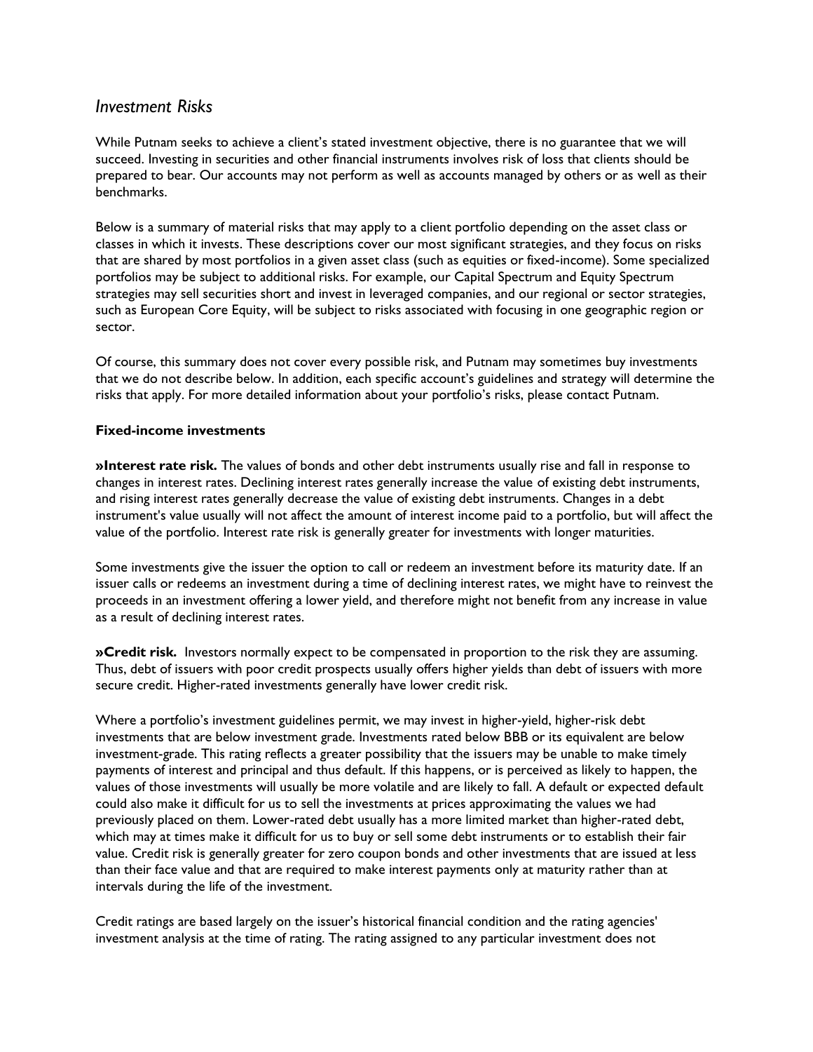## *Investment Risks*

While Putnam seeks to achieve a client's stated investment objective, there is no guarantee that we will succeed. Investing in securities and other financial instruments involves risk of loss that clients should be prepared to bear. Our accounts may not perform as well as accounts managed by others or as well as their benchmarks.

Below is a summary of material risks that may apply to a client portfolio depending on the asset class or classes in which it invests. These descriptions cover our most significant strategies, and they focus on risks that are shared by most portfolios in a given asset class (such as equities or fixed-income). Some specialized portfolios may be subject to additional risks. For example, our Capital Spectrum and Equity Spectrum strategies may sell securities short and invest in leveraged companies, and our regional or sector strategies, such as European Core Equity, will be subject to risks associated with focusing in one geographic region or sector.

Of course, this summary does not cover every possible risk, and Putnam may sometimes buy investments that we do not describe below. In addition, each specific account's guidelines and strategy will determine the risks that apply. For more detailed information about your portfolio's risks, please contact Putnam.

### Fixed-income investments

**»Interest rate risk.** The values of bonds and other debt instruments usually rise and fall in response to changes in interest rates. Declining interest rates generally increase the value of existing debt instruments, and rising interest rates generally decrease the value of existing debt instruments. Changes in a debt instrument's value usually will not affect the amount of interest income paid to a portfolio, but will affect the value of the portfolio. Interest rate risk is generally greater for investments with longer maturities.

Some investments give the issuer the option to call or redeem an investment before its maturity date. If an issuer calls or redeems an investment during a time of declining interest rates, we might have to reinvest the proceeds in an investment offering a lower yield, and therefore might not benefit from any increase in value as a result of declining interest rates.

**»Credit risk.** Investors normally expect to be compensated in proportion to the risk they are assuming. Thus, debt of issuers with poor credit prospects usually offers higher yields than debt of issuers with more secure credit. Higher-rated investments generally have lower credit risk.

Where a portfolio's investment guidelines permit, we may invest in higher-yield, higher-risk debt investments that are below investment grade. Investments rated below BBB or its equivalent are below investment-grade. This rating reflects a greater possibility that the issuers may be unable to make timely payments of interest and principal and thus default. If this happens, or is perceived as likely to happen, the values of those investments will usually be more volatile and are likely to fall. A default or expected default could also make it difficult for us to sell the investments at prices approximating the values we had previously placed on them. Lower-rated debt usually has a more limited market than higher-rated debt, which may at times make it difficult for us to buy or sell some debt instruments or to establish their fair value. Credit risk is generally greater for zero coupon bonds and other investments that are issued at less than their face value and that are required to make interest payments only at maturity rather than at intervals during the life of the investment.

Credit ratings are based largely on the issuer's historical financial condition and the rating agencies' investment analysis at the time of rating. The rating assigned to any particular investment does not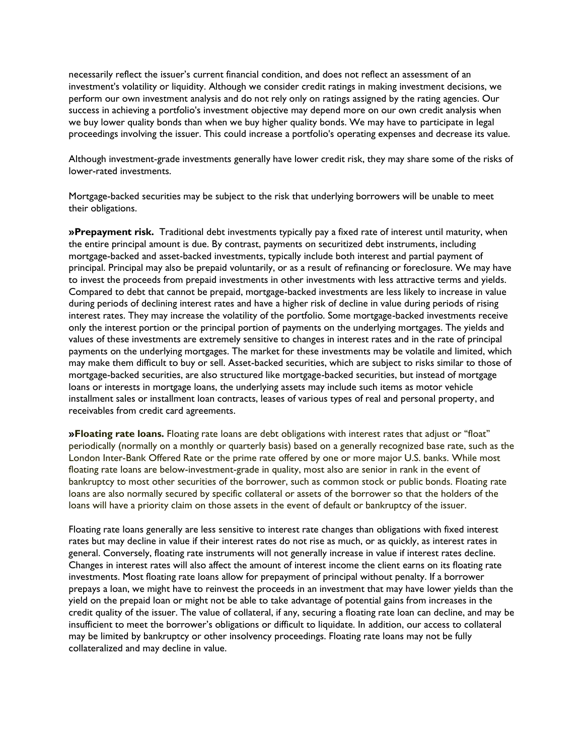necessarily reflect the issuer's current financial condition, and does not reflect an assessment of an investment's volatility or liquidity. Although we consider credit ratings in making investment decisions, we perform our own investment analysis and do not rely only on ratings assigned by the rating agencies. Our success in achieving a portfolio's investment objective may depend more on our own credit analysis when we buy lower quality bonds than when we buy higher quality bonds. We may have to participate in legal proceedings involving the issuer. This could increase a portfolio's operating expenses and decrease its value.

Although investment-grade investments generally have lower credit risk, they may share some of the risks of lower-rated investments.

Mortgage-backed securities may be subject to the risk that underlying borrowers will be unable to meet their obligations.

**»Prepayment risk.** Traditional debt investments typically pay a fixed rate of interest until maturity, when the entire principal amount is due. By contrast, payments on securitized debt instruments, including mortgage-backed and asset-backed investments, typically include both interest and partial payment of principal. Principal may also be prepaid voluntarily, or as a result of refinancing or foreclosure. We may have to invest the proceeds from prepaid investments in other investments with less attractive terms and yields. Compared to debt that cannot be prepaid, mortgage-backed investments are less likely to increase in value during periods of declining interest rates and have a higher risk of decline in value during periods of rising interest rates. They may increase the volatility of the portfolio. Some mortgage-backed investments receive only the interest portion or the principal portion of payments on the underlying mortgages. The yields and values of these investments are extremely sensitive to changes in interest rates and in the rate of principal payments on the underlying mortgages. The market for these investments may be volatile and limited, which may make them difficult to buy or sell. Asset-backed securities, which are subject to risks similar to those of mortgage-backed securities, are also structured like mortgage-backed securities, but instead of mortgage loans or interests in mortgage loans, the underlying assets may include such items as motor vehicle installment sales or installment loan contracts, leases of various types of real and personal property, and receivables from credit card agreements.

**»Floating rate loans.** Floating rate loans are debt obligations with interest rates that adjust or "float" periodically (normally on a monthly or quarterly basis) based on a generally recognized base rate, such as the London Inter-Bank Offered Rate or the prime rate offered by one or more major U.S. banks. While most floating rate loans are below-investment-grade in quality, most also are senior in rank in the event of bankruptcy to most other securities of the borrower, such as common stock or public bonds. Floating rate loans are also normally secured by specific collateral or assets of the borrower so that the holders of the loans will have a priority claim on those assets in the event of default or bankruptcy of the issuer.

Floating rate loans generally are less sensitive to interest rate changes than obligations with fixed interest rates but may decline in value if their interest rates do not rise as much, or as quickly, as interest rates in general. Conversely, floating rate instruments will not generally increase in value if interest rates decline. Changes in interest rates will also affect the amount of interest income the client earns on its floating rate investments. Most floating rate loans allow for prepayment of principal without penalty. If a borrower prepays a loan, we might have to reinvest the proceeds in an investment that may have lower yields than the yield on the prepaid loan or might not be able to take advantage of potential gains from increases in the credit quality of the issuer. The value of collateral, if any, securing a floating rate loan can decline, and may be insufficient to meet the borrower's obligations or difficult to liquidate. In addition, our access to collateral may be limited by bankruptcy or other insolvency proceedings. Floating rate loans may not be fully collateralized and may decline in value.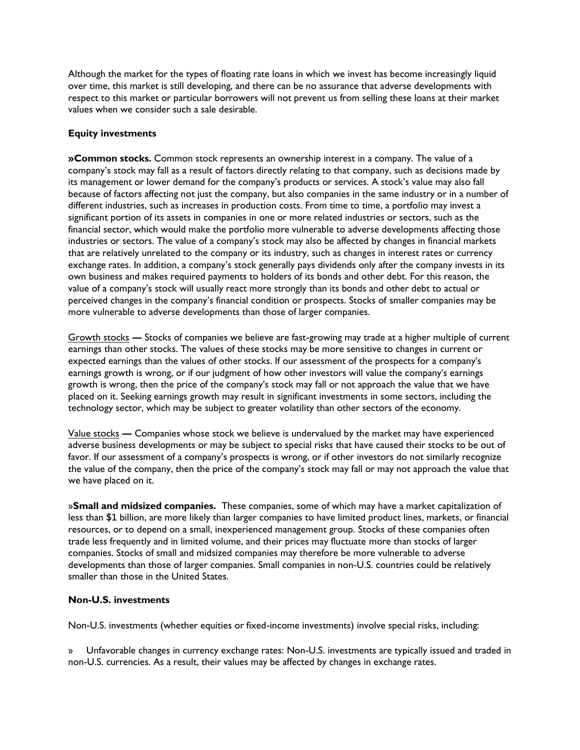Although the market for the types of floating rate loans in which we invest has become increasingly liquid over time, this market is still developing, and there can be no assurance that adverse developments with respect to this market or particular borrowers will not prevent us from selling these loans at their market values when we consider such a sale desirable.

**Equity investments**

**»Common stocks.** Common stock represents an ownership interest in a company. The value of a company's stock may fall as a result of factors directly relating to that company, such as decisions made by its management or lower demand for the company's products or services. A stock's value may also fall because of factors affecting not just the company, but also companies in the same industry or in a number of different industries, such as increases in production costs. From time to time, a portfolio may invest a significant portion of its assets in companies in one or more related industries or sectors, such as the financial sector, which would make the portfolio more vulnerable to adverse developments affecting those industries or sectors. The value of a company's stock may also be affected by changes in financial markets that are relatively unrelated to the company or its industry, such as changes in interest rates or currency exchange rates. In addition, a company's stock generally pays dividends only after the company invests in its own business and makes required payments to holders of its bonds and other debt. For this reason, the value of a company's stock will usually react more strongly than its bonds and other debt to actual or perceived changes in the company's financial condition or prospects. Stocks of smaller companies may be more vulnerable to adverse developments than those of larger companies.

Growth stocks — Stocks of companies we believe are fast-growing may trade at a higher multiple of current earnings than other stocks. The values of these stocks may be more sensitive to changes in current or expected earnings than the values of other stocks. If our assessment of the prospects for a company's earnings growth is wrong, or if our judgment of how other investors will value the company's earnings growth is wrong, then the price of the company's stock may fall or not approach the value that we have placed on it. Seeking earnings growth may result in significant investments in some sectors, including the technology sector, which may be subject to greater volatility than other sectors of the economy.

Value stocks — Companies whose stock we believe is undervalued by the market may have experienced adverse business developments or may be subject to special risks that have caused their stocks to be out of favor. If our assessment of a company's prospects is wrong, or if other investors do not similarly recognize the value of the company, then the price of the company's stock may fall or may not approach the value that we have placed on it.

»**Small and midsized companies.** These companies, some of which may have a market capitalization of less than $1 billion, are more likely than larger companies to have limited product lines, markets, or financial resources, or to depend on a small, inexperienced management group. Stocks of these companies often trade less frequently and in limited volume, and their prices may fluctuate more than stocks of larger companies. Stocks of small and midsized companies may therefore be more vulnerable to adverse developments than those of larger companies. Small companies in non-U.S. countries could be relatively smaller than those in the United States.

**Non-U.S. investments**

Non-U.S. investments (whether equities or fixed-income investments) involve special risks, including:

» Unfavorable changes in currency exchange rates: Non-U.S. investments are typically issued and traded in non-U.S. currencies. As a result, their values may be affected by changes in exchange rates.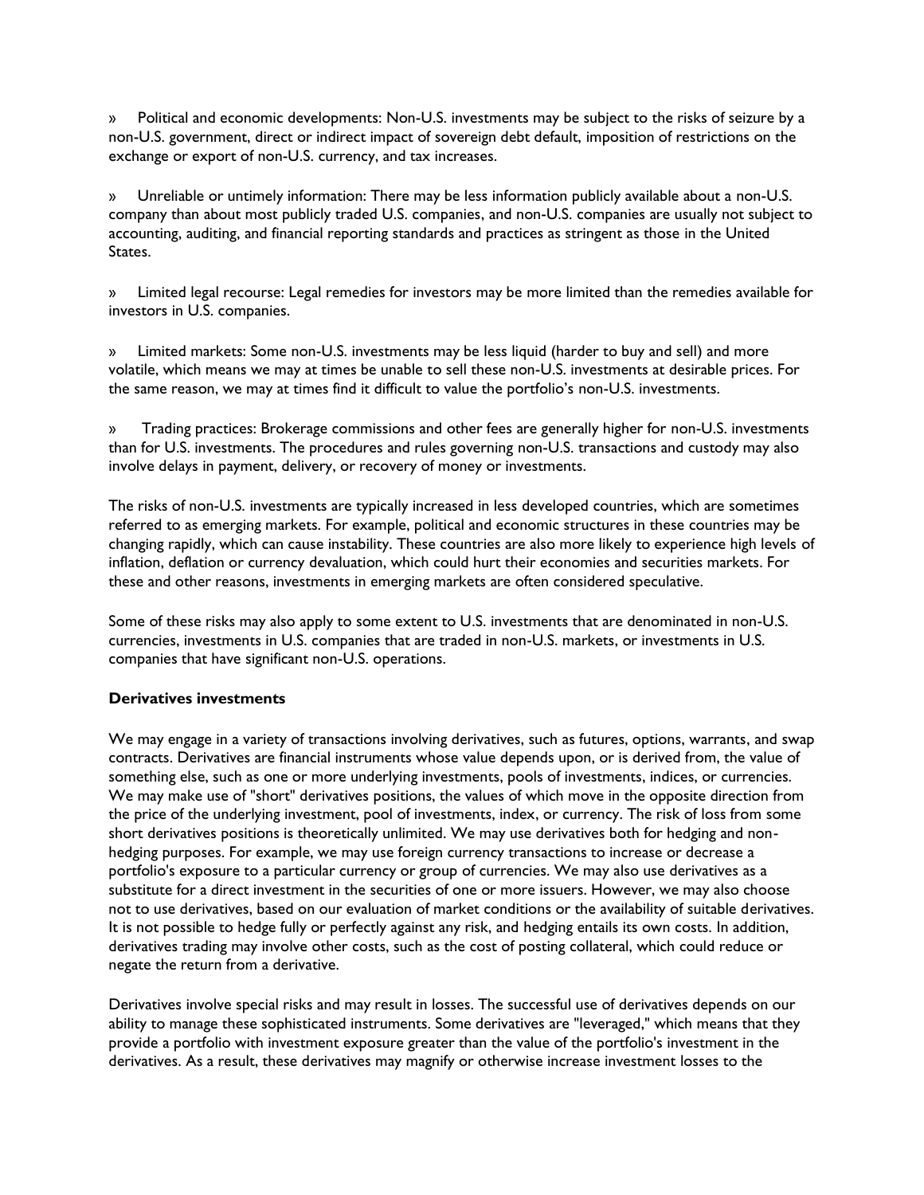» Political and economic developments: Non-U.S. investments may be subject to the risks of seizure by a non-U.S. government, direct or indirect impact of sovereign debt default, imposition of restrictions on the exchange or export of non-U.S. currency, and tax increases.

» Unreliable or untimely information: There may be less information publicly available about a non-U.S. company than about most publicly traded U.S. companies, and non-U.S. companies are usually not subject to accounting, auditing, and financial reporting standards and practices as stringent as those in the United States.

» Limited legal recourse: Legal remedies for investors may be more limited than the remedies available for investors in U.S. companies.

» Limited markets: Some non-U.S. investments may be less liquid (harder to buy and sell) and more volatile, which means we may at times be unable to sell these non-U.S. investments at desirable prices. For the same reason, we may at times find it difficult to value the portfolio's non-U.S. investments.

» Trading practices: Brokerage commissions and other fees are generally higher for non-U.S. investments than for U.S. investments. The procedures and rules governing non-U.S. transactions and custody may also involve delays in payment, delivery, or recovery of money or investments.

The risks of non-U.S. investments are typically increased in less developed countries, which are sometimes referred to as emerging markets. For example, political and economic structures in these countries may be changing rapidly, which can cause instability. These countries are also more likely to experience high levels of inflation, deflation or currency devaluation, which could hurt their economies and securities markets. For these and other reasons, investments in emerging markets are often considered speculative.

Some of these risks may also apply to some extent to U.S. investments that are denominated in non-U.S. currencies, investments in U.S. companies that are traded in non-U.S. markets, or investments in U.S. companies that have significant non-U.S. operations.

**Derivatives investments**

We may engage in a variety of transactions involving derivatives, such as futures, options, warrants, and swap contracts. Derivatives are financial instruments whose value depends upon, or is derived from, the value of something else, such as one or more underlying investments, pools of investments, indices, or currencies. We may make use of "short" derivatives positions, the values of which move in the opposite direction from the price of the underlying investment, pool of investments, index, or currency. The risk of loss from some short derivatives positions is theoretically unlimited. We may use derivatives both for hedging and non-hedging purposes. For example, we may use foreign currency transactions to increase or decrease a portfolio's exposure to a particular currency or group of currencies. We may also use derivatives as a substitute for a direct investment in the securities of one or more issuers. However, we may also choose not to use derivatives, based on our evaluation of market conditions or the availability of suitable derivatives. It is not possible to hedge fully or perfectly against any risk, and hedging entails its own costs. In addition, derivatives trading may involve other costs, such as the cost of posting collateral, which could reduce or negate the return from a derivative.

Derivatives involve special risks and may result in losses. The successful use of derivatives depends on our ability to manage these sophisticated instruments. Some derivatives are "leveraged," which means that they provide a portfolio with investment exposure greater than the value of the portfolio's investment in the derivatives. As a result, these derivatives may magnify or otherwise increase investment losses to the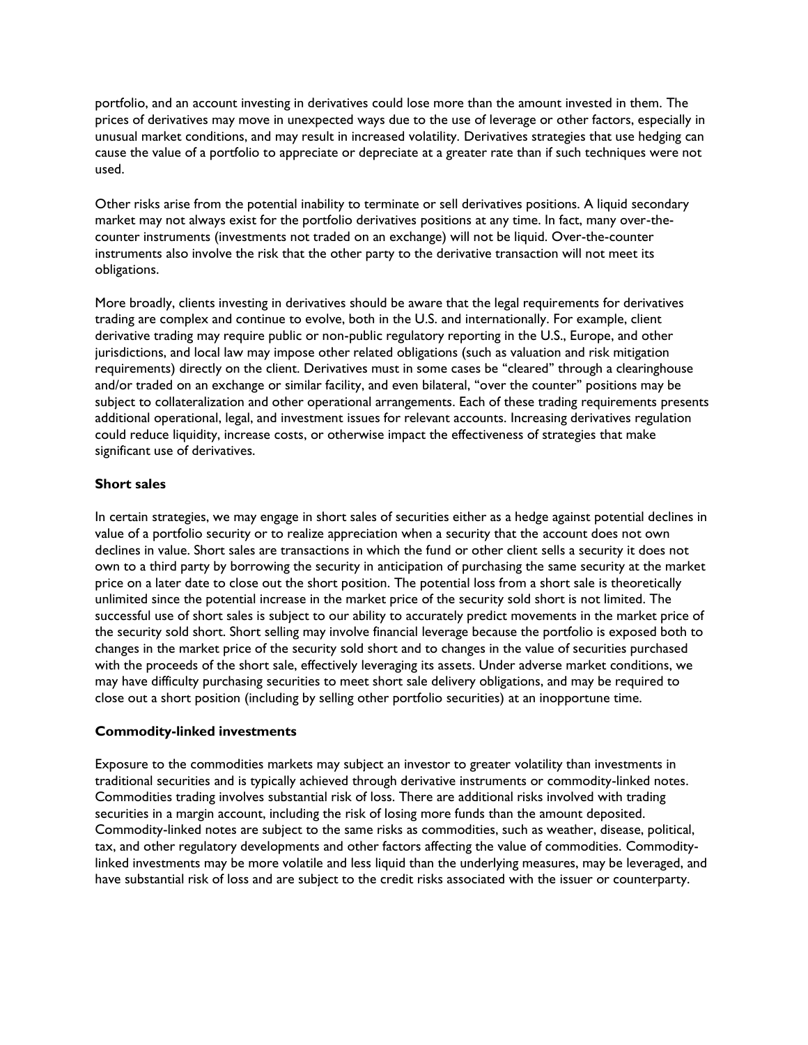portfolio, and an account investing in derivatives could lose more than the amount invested in them. The prices of derivatives may move in unexpected ways due to the use of leverage or other factors, especially in unusual market conditions, and may result in increased volatility. Derivatives strategies that use hedging can cause the value of a portfolio to appreciate or depreciate at a greater rate than if such techniques were not used.

Other risks arise from the potential inability to terminate or sell derivatives positions. A liquid secondary market may not always exist for the portfolio derivatives positions at any time. In fact, many over-the-counter instruments (investments not traded on an exchange) will not be liquid. Over-the-counter instruments also involve the risk that the other party to the derivative transaction will not meet its obligations.

More broadly, clients investing in derivatives should be aware that the legal requirements for derivatives trading are complex and continue to evolve, both in the U.S. and internationally. For example, client derivative trading may require public or non-public regulatory reporting in the U.S., Europe, and other jurisdictions, and local law may impose other related obligations (such as valuation and risk mitigation requirements) directly on the client. Derivatives must in some cases be "cleared" through a clearinghouse and/or traded on an exchange or similar facility, and even bilateral, "over the counter" positions may be subject to collateralization and other operational arrangements. Each of these trading requirements presents additional operational, legal, and investment issues for relevant accounts. Increasing derivatives regulation could reduce liquidity, increase costs, or otherwise impact the effectiveness of strategies that make significant use of derivatives.

**Short sales**

In certain strategies, we may engage in short sales of securities either as a hedge against potential declines in value of a portfolio security or to realize appreciation when a security that the account does not own declines in value. Short sales are transactions in which the fund or other client sells a security it does not own to a third party by borrowing the security in anticipation of purchasing the same security at the market price on a later date to close out the short position. The potential loss from a short sale is theoretically unlimited since the potential increase in the market price of the security sold short is not limited. The successful use of short sales is subject to our ability to accurately predict movements in the market price of the security sold short. Short selling may involve financial leverage because the portfolio is exposed both to changes in the market price of the security sold short and to changes in the value of securities purchased with the proceeds of the short sale, effectively leveraging its assets. Under adverse market conditions, we may have difficulty purchasing securities to meet short sale delivery obligations, and may be required to close out a short position (including by selling other portfolio securities) at an inopportune time.

**Commodity-linked investments**

Exposure to the commodities markets may subject an investor to greater volatility than investments in traditional securities and is typically achieved through derivative instruments or commodity-linked notes. Commodities trading involves substantial risk of loss. There are additional risks involved with trading securities in a margin account, including the risk of losing more funds than the amount deposited. Commodity-linked notes are subject to the same risks as commodities, such as weather, disease, political, tax, and other regulatory developments and other factors affecting the value of commodities. Commodity-linked investments may be more volatile and less liquid than the underlying measures, may be leveraged, and have substantial risk of loss and are subject to the credit risks associated with the issuer or counterparty.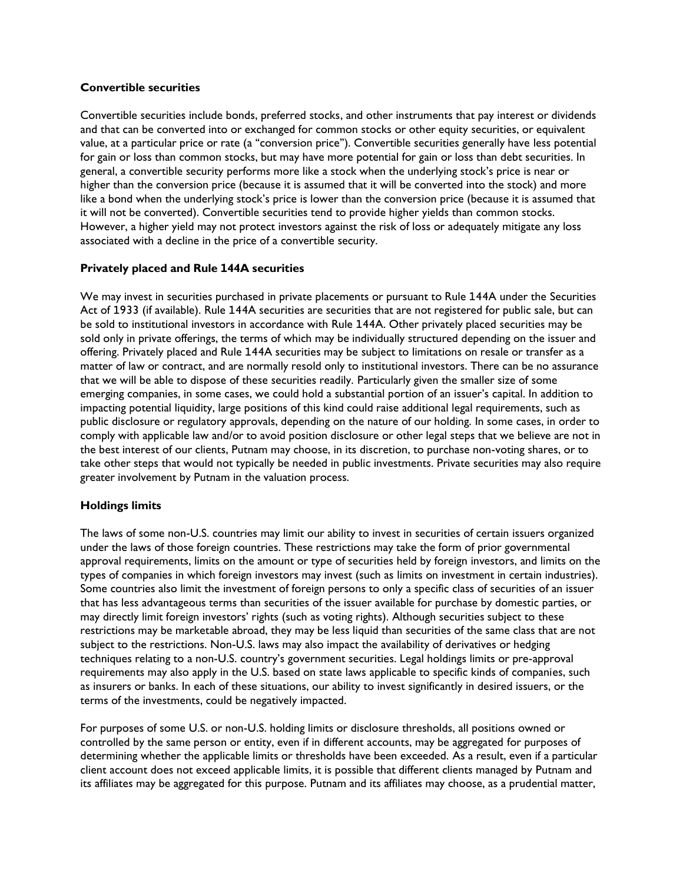### Convertible securities

Convertible securities include bonds, preferred stocks, and other instruments that pay interest or dividends and that can be converted into or exchanged for common stocks or other equity securities, or equivalent value, at a particular price or rate (a "conversion price"). Convertible securities generally have less potential for gain or loss than common stocks, but may have more potential for gain or loss than debt securities. In general, a convertible security performs more like a stock when the underlying stock's price is near or higher than the conversion price (because it is assumed that it will be converted into the stock) and more like a bond when the underlying stock's price is lower than the conversion price (because it is assumed that it will not be converted). Convertible securities tend to provide higher yields than common stocks. However, a higher yield may not protect investors against the risk of loss or adequately mitigate any loss associated with a decline in the price of a convertible security.

### Privately placed and Rule 144A securities

We may invest in securities purchased in private placements or pursuant to Rule 144A under the Securities Act of 1933 (if available). Rule 144A securities are securities that are not registered for public sale, but can be sold to institutional investors in accordance with Rule 144A. Other privately placed securities may be sold only in private offerings, the terms of which may be individually structured depending on the issuer and offering. Privately placed and Rule 144A securities may be subject to limitations on resale or transfer as a matter of law or contract, and are normally resold only to institutional investors. There can be no assurance that we will be able to dispose of these securities readily. Particularly given the smaller size of some emerging companies, in some cases, we could hold a substantial portion of an issuer's capital. In addition to impacting potential liquidity, large positions of this kind could raise additional legal requirements, such as public disclosure or regulatory approvals, depending on the nature of our holding. In some cases, in order to comply with applicable law and/or to avoid position disclosure or other legal steps that we believe are not in the best interest of our clients, Putnam may choose, in its discretion, to purchase non-voting shares, or to take other steps that would not typically be needed in public investments. Private securities may also require greater involvement by Putnam in the valuation process.

### Holdings limits

The laws of some non-U.S. countries may limit our ability to invest in securities of certain issuers organized under the laws of those foreign countries. These restrictions may take the form of prior governmental approval requirements, limits on the amount or type of securities held by foreign investors, and limits on the types of companies in which foreign investors may invest (such as limits on investment in certain industries). Some countries also limit the investment of foreign persons to only a specific class of securities of an issuer that has less advantageous terms than securities of the issuer available for purchase by domestic parties, or may directly limit foreign investors' rights (such as voting rights). Although securities subject to these restrictions may be marketable abroad, they may be less liquid than securities of the same class that are not subject to the restrictions. Non-U.S. laws may also impact the availability of derivatives or hedging techniques relating to a non-U.S. country's government securities. Legal holdings limits or pre-approval requirements may also apply in the U.S. based on state laws applicable to specific kinds of companies, such as insurers or banks. In each of these situations, our ability to invest significantly in desired issuers, or the terms of the investments, could be negatively impacted.

For purposes of some U.S. or non-U.S. holding limits or disclosure thresholds, all positions owned or controlled by the same person or entity, even if in different accounts, may be aggregated for purposes of determining whether the applicable limits or thresholds have been exceeded. As a result, even if a particular client account does not exceed applicable limits, it is possible that different clients managed by Putnam and its affiliates may be aggregated for this purpose. Putnam and its affiliates may choose, as a prudential matter,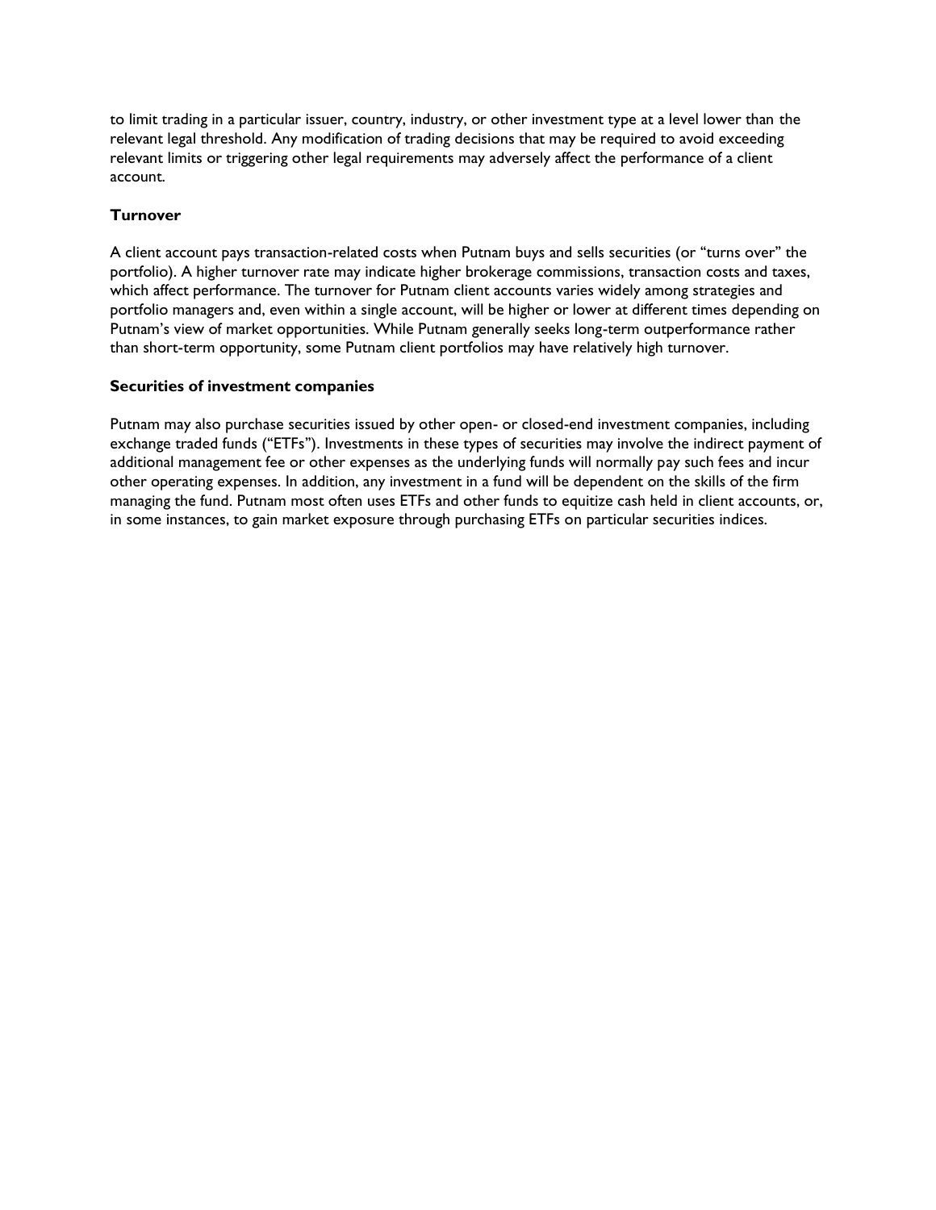to limit trading in a particular issuer, country, industry, or other investment type at a level lower than the relevant legal threshold. Any modification of trading decisions that may be required to avoid exceeding relevant limits or triggering other legal requirements may adversely affect the performance of a client account.

### Turnover

A client account pays transaction-related costs when Putnam buys and sells securities (or "turns over" the portfolio). A higher turnover rate may indicate higher brokerage commissions, transaction costs and taxes, which affect performance. The turnover for Putnam client accounts varies widely among strategies and portfolio managers and, even within a single account, will be higher or lower at different times depending on Putnam's view of market opportunities. While Putnam generally seeks long-term outperformance rather than short-term opportunity, some Putnam client portfolios may have relatively high turnover.

### Securities of investment companies

Putnam may also purchase securities issued by other open- or closed-end investment companies, including exchange traded funds ("ETFs"). Investments in these types of securities may involve the indirect payment of additional management fee or other expenses as the underlying funds will normally pay such fees and incur other operating expenses. In addition, any investment in a fund will be dependent on the skills of the firm managing the fund. Putnam most often uses ETFs and other funds to equitize cash held in client accounts, or, in some instances, to gain market exposure through purchasing ETFs on particular securities indices.